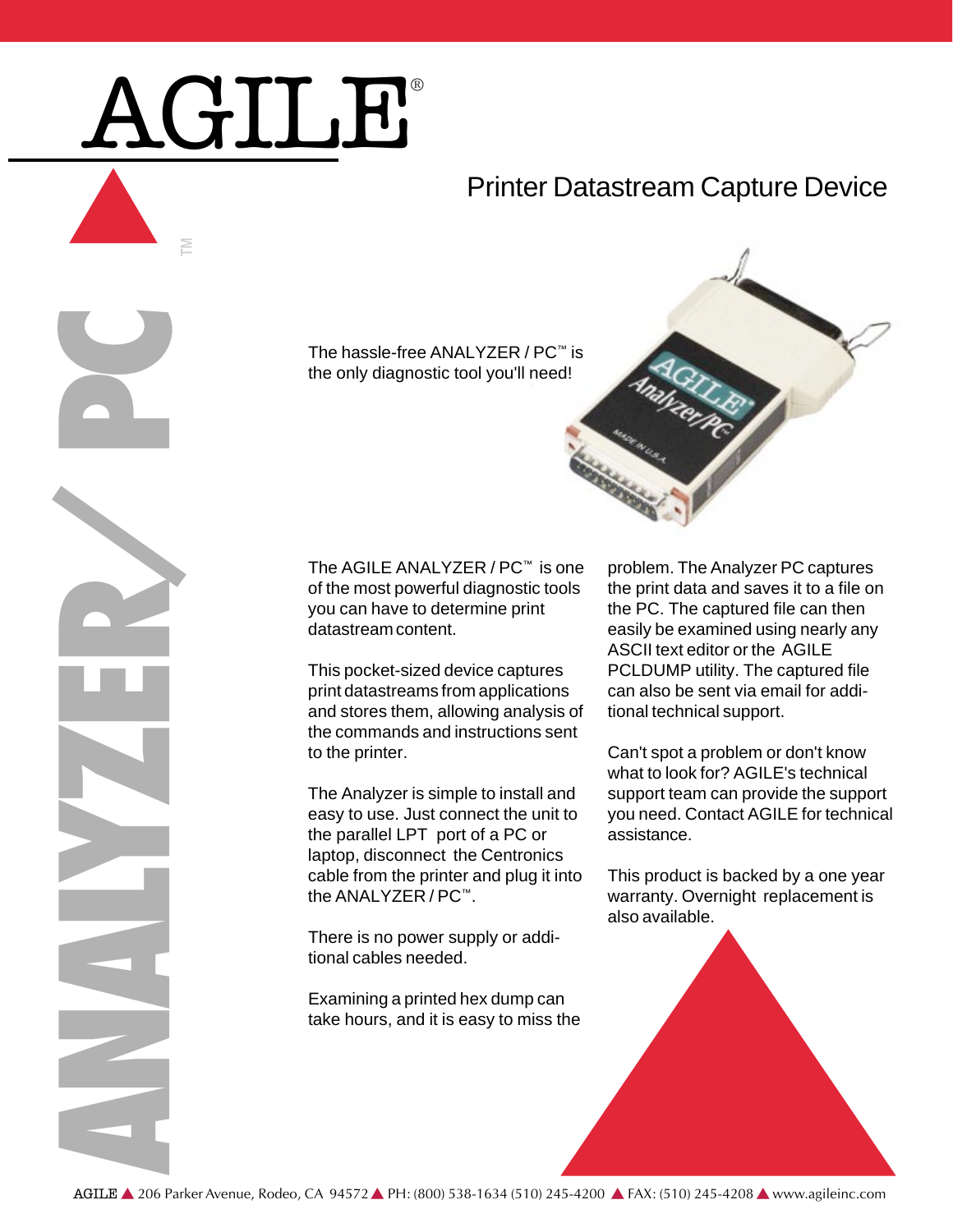# AGILE®

## ANALYZER / PC™

## Printer Datastream Capture Device

The hassle-free ANALYZER / PC™ is the only diagnostic tool you'll need!

The AGILE ANALYZER / PC™ is one of the most powerful diagnostic tools you can have to determine print datastream content.

This pocket-sized device captures print datastreams from applications and stores them, allowing analysis of the commands and instructions sent to the printer.

The Analyzer is simple to install and easy to use. Just connect the unit to the parallel LPT port of a PC or laptop, disconnect the Centronics cable from the printer and plug it into the ANALYZER / PC™.

There is no power supply or additional cables needed.

Examining a printed hex dump can take hours, and it is easy to miss the problem. The Analyzer PC captures the print data and saves it to a file on the PC. The captured file can then easily be examined using nearly any ASCII text editor or the AGILE PCLDUMP utility. The captured file can also be sent via email for additional technical support.

Can't spot a problem or don't know what to look for? AGILE's technical support team can provide the support you need. Contact AGILE for technical assistance.

This product is backed by a one year warranty. Overnight replacement is also available.

AGILE ▲ 206 Parker Avenue, Rodeo, CA 94572 ▲ PH: (800) 538-1634 (510) 245-4200 ▲ FAX: (510) 245-4208 ▲ www.agileinc.com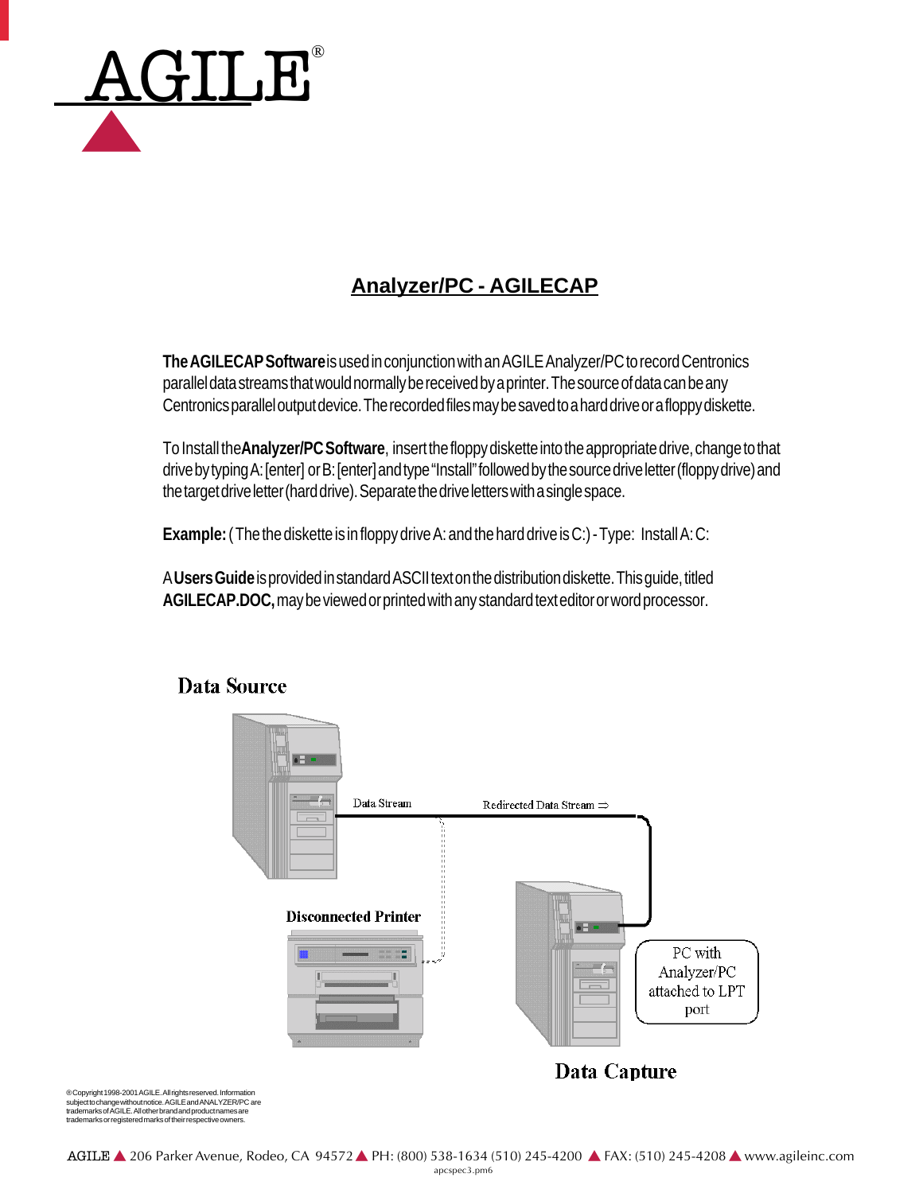AGILE®

## Analyzer/PC - AGILECAP

**The AGILECAP Software** is used in conjunction with an AGILE Analyzer/PC to record Centronics parallel data streams that would normally be received by a printer. The source of data can be any Centronics parallel output device. The recorded files may be saved to a hard drive or a floppy diskette.

To Install the **Analyzer/PC Software**, insert the floppy diskette into the appropriate drive, change to that drive by typing A: [enter] or B: [enter] and type "Install" followed by the source drive letter (floppy drive) and the target drive letter (hard drive). Separate the drive letters with a single space.

**Example:** (The the diskette is in floppy drive A: and the hard drive is C:) - Type: Install A: C:

A **Users Guide** is provided in standard ASCII text on the distribution diskette. This guide, titled **AGILECAP.DOC,** may be viewed or printed with any standard text editor or word processor.

Data Source

Data Stream

Redirected Data Stream ⇒

Disconnected Printer

PC with Analyzer/PC attached to LPT port

Data Capture

® Copyright 1998-2001 AGILE. All rights reserved. Information subject to change without notice. AGILE and ANALYZER/PC are trademarks of AGILE. All other brand and product names are trademarks or registered marks of their respective owners.

AGILE ▲ 206 Parker Avenue, Rodeo, CA 94572 ▲ PH: (800) 538-1634 (510) 245-4200 ▲ FAX: (510) 245-4208 ▲ www.agileinc.com

apcspec3.pm6